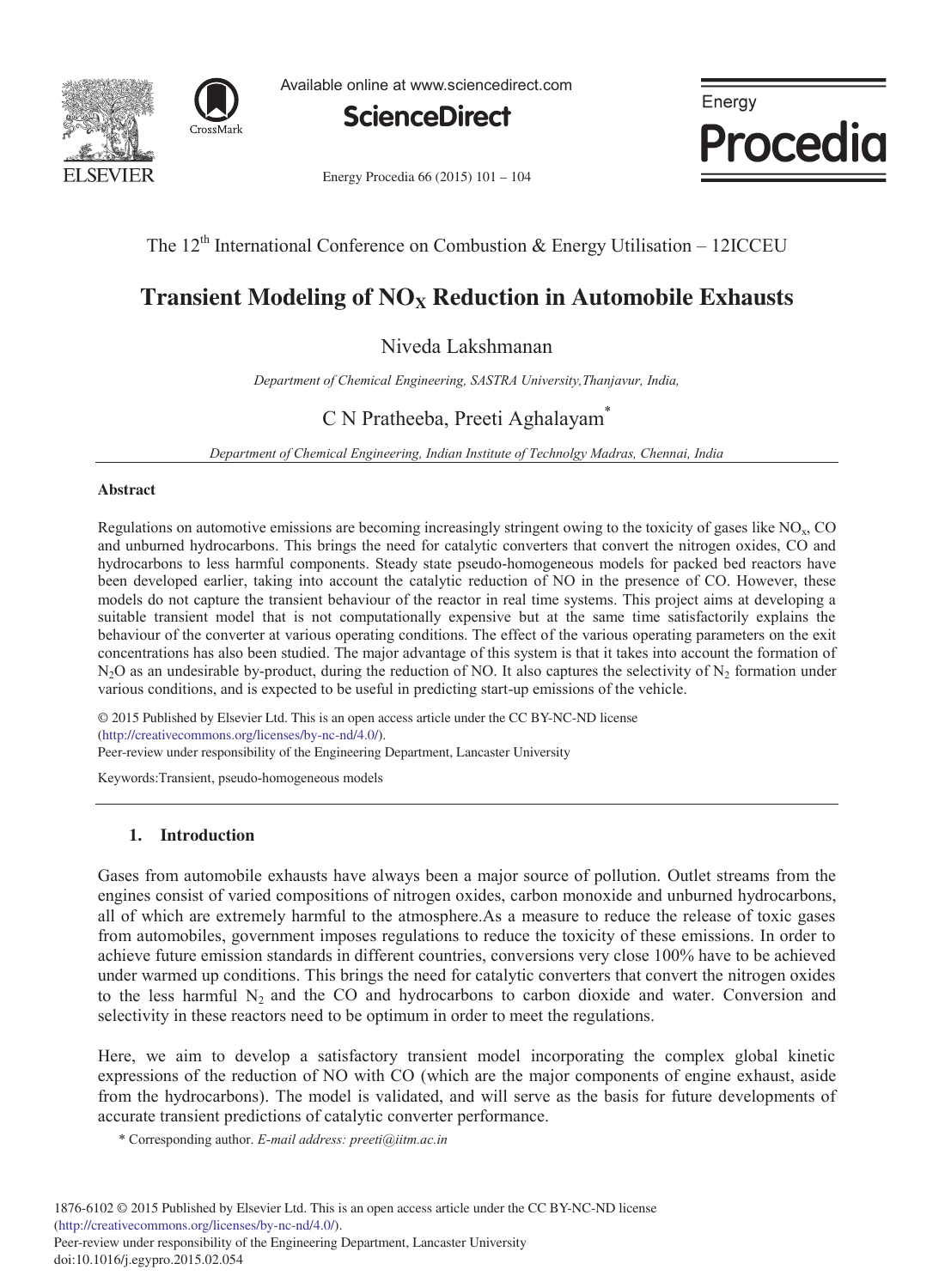Available online at www.sciencedirect.com

ScienceDirect

The 12th International Conference on Combustion & Energy Utilisation – 12ICCEU

# Transient Modeling of $NO_X$ Reduction in Automobile Exhausts

Niveda Lakshmanan

*Department of Chemical Engineering, SASTRA University,Thanjavur, India,*

C N Pratheeba, Preeti Aghalayam*

*Department of Chemical Engineering, Indian Institute of Technolgy Madras, Chennai, India*

## Abstract

Regulations on automotive emissions are becoming increasingly stringent owing to the toxicity of gases like $NO_x$, CO and unburned hydrocarbons. This brings the need for catalytic converters that convert the nitrogen oxides, CO and hydrocarbons to less harmful components. Steady state pseudo-homogeneous models for packed bed reactors have been developed earlier, taking into account the catalytic reduction of NO in the presence of CO. However, these models do not capture the transient behaviour of the reactor in real time systems. This project aims at developing a suitable transient model that is not computationally expensive but at the same time satisfactorily explains the behaviour of the converter at various operating conditions. The effect of the various operating parameters on the exit concentrations has also been studied. The major advantage of this system is that it takes into account the formation of $N_2O$ as an undesirable by-product, during the reduction of NO. It also captures the selectivity of $N_2$ formation under various conditions, and is expected to be useful in predicting start-up emissions of the vehicle.

© 2015 Published by Elsevier Ltd. This is an open access article under the CC BY-NC-ND license (http://creativecommons.org/licenses/by-nc-nd/4.0/).
Peer-review under responsibility of the Engineering Department, Lancaster University

Keywords:Transient, pseudo-homogeneous models

## 1. Introduction

Gases from automobile exhausts have always been a major source of pollution. Outlet streams from the engines consist of varied compositions of nitrogen oxides, carbon monoxide and unburned hydrocarbons, all of which are extremely harmful to the atmosphere.As a measure to reduce the release of toxic gases from automobiles, government imposes regulations to reduce the toxicity of these emissions. In order to achieve future emission standards in different countries, conversions very close 100% have to be achieved under warmed up conditions. This brings the need for catalytic converters that convert the nitrogen oxides to the less harmful $N_2$ and the CO and hydrocarbons to carbon dioxide and water. Conversion and selectivity in these reactors need to be optimum in order to meet the regulations.

Here, we aim to develop a satisfactory transient model incorporating the complex global kinetic expressions of the reduction of NO with CO (which are the major components of engine exhaust, aside from the hydrocarbons). The model is validated, and will serve as the basis for future developments of accurate transient predictions of catalytic converter performance.

\* Corresponding author. *E-mail address: preeti@iitm.ac.in*

1876-6102 © 2015 Published by Elsevier Ltd. This is an open access article under the CC BY-NC-ND license (http://creativecommons.org/licenses/by-nc-nd/4.0/).
Peer-review under responsibility of the Engineering Department, Lancaster University
doi:10.1016/j.egypro.2015.02.054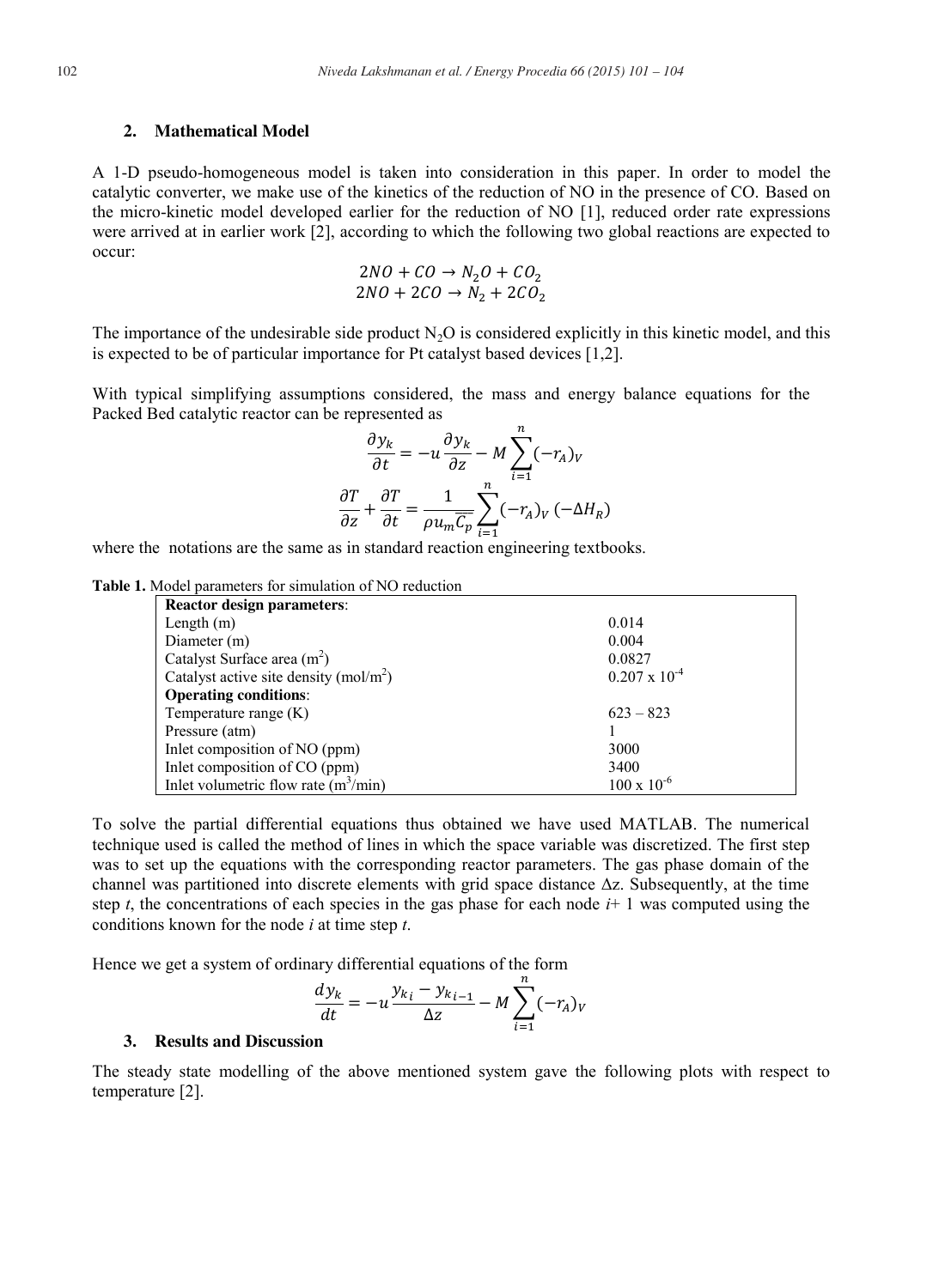## 2. Mathematical Model

A 1-D pseudo-homogeneous model is taken into consideration in this paper. In order to model the catalytic converter, we make use of the kinetics of the reduction of NO in the presence of CO. Based on the micro-kinetic model developed earlier for the reduction of NO [1], reduced order rate expressions were arrived at in earlier work [2], according to which the following two global reactions are expected to occur:

$$2NO + CO \rightarrow N_2O + CO_2$$
$$2NO + 2CO \rightarrow N_2 + 2CO_2$$

The importance of the undesirable side product $N_2O$ is considered explicitly in this kinetic model, and this is expected to be of particular importance for Pt catalyst based devices [1,2].

With typical simplifying assumptions considered, the mass and energy balance equations for the Packed Bed catalytic reactor can be represented as

$$\frac{\partial y_k}{\partial t} = -u\frac{\partial y_k}{\partial z} - M\sum_{i=1}^{n}(-r_A)_V$$

$$\frac{\partial T}{\partial z} + \frac{\partial T}{\partial t} = \frac{1}{\rho u_m \overline{C_p}}\sum_{i=1}^{n}(-r_A)_V\,(-\Delta H_R)$$

where the notations are the same as in standard reaction engineering textbooks.

**Table 1.** Model parameters for simulation of NO reduction

| **Reactor design parameters**: | |
|---|---|
| Length (m) | 0.014 |
| Diameter (m) | 0.004 |
| Catalyst Surface area ($m^2$) | 0.0827 |
| Catalyst active site density ($mol/m^2$) | $0.207 \times 10^{-4}$ |
| **Operating conditions**: | |
| Temperature range (K) | 623 – 823 |
| Pressure (atm) | 1 |
| Inlet composition of NO (ppm) | 3000 |
| Inlet composition of CO (ppm) | 3400 |
| Inlet volumetric flow rate ($m^3$/min) | $100 \times 10^{-6}$ |

To solve the partial differential equations thus obtained we have used MATLAB. The numerical technique used is called the method of lines in which the space variable was discretized. The first step was to set up the equations with the corresponding reactor parameters. The gas phase domain of the channel was partitioned into discrete elements with grid space distance $\Delta z$. Subsequently, at the time step $t$, the concentrations of each species in the gas phase for each node $i+1$ was computed using the conditions known for the node $i$ at time step $t$.

Hence we get a system of ordinary differential equations of the form

$$\frac{dy_k}{dt} = -u\frac{y_{k_i} - y_{k_{i-1}}}{\Delta z} - M\sum_{i=1}^{n}(-r_A)_V$$

## 3. Results and Discussion

The steady state modelling of the above mentioned system gave the following plots with respect to temperature [2].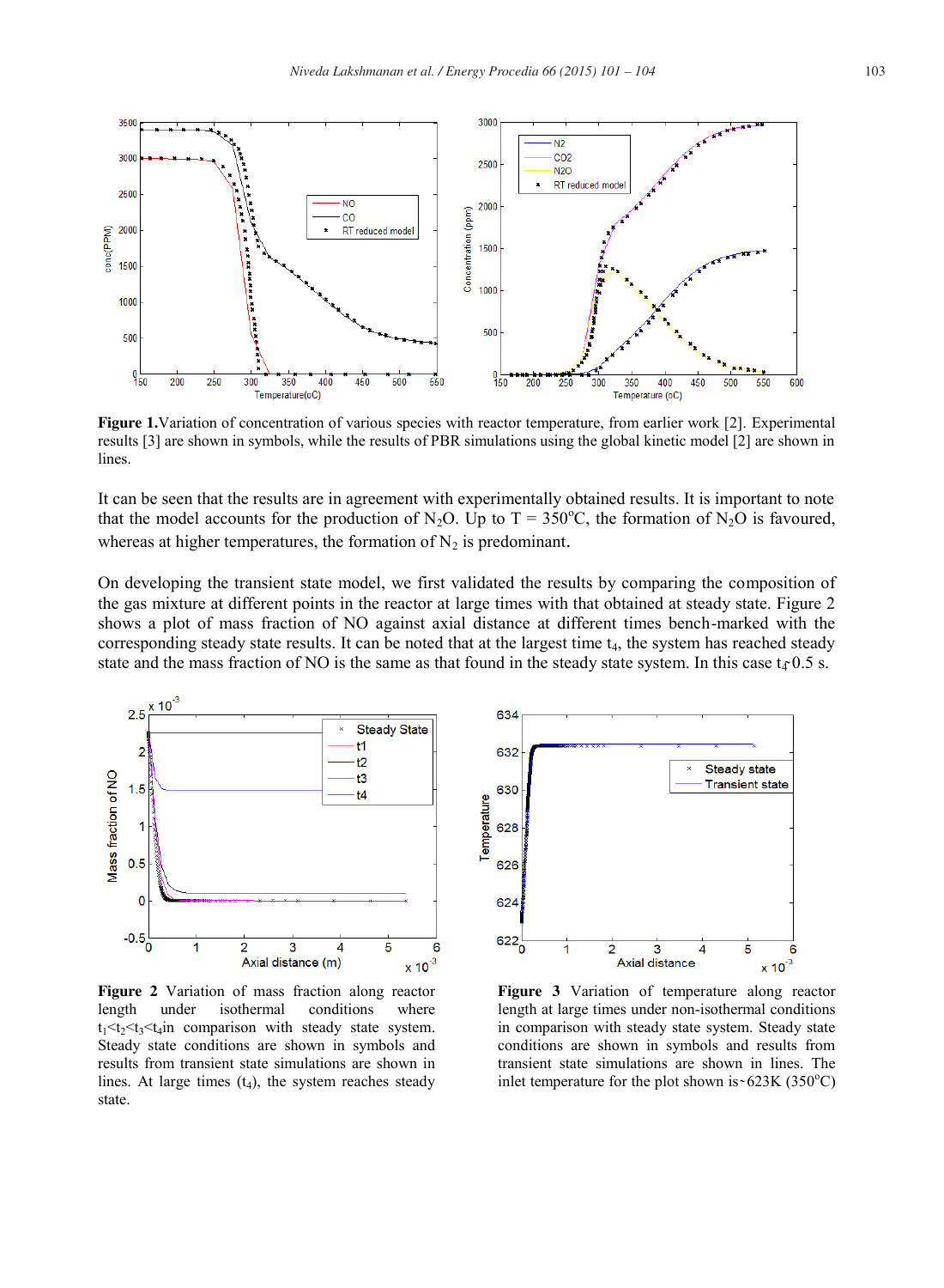**Figure 1.** Variation of concentration of various species with reactor temperature, from earlier work [2]. Experimental results [3] are shown in symbols, while the results of PBR simulations using the global kinetic model [2] are shown in lines.

It can be seen that the results are in agreement with experimentally obtained results. It is important to note that the model accounts for the production of $N_2O$. Up to T = 350°C, the formation of $N_2O$ is favoured, whereas at higher temperatures, the formation of $N_2$ is predominant.

On developing the transient state model, we first validated the results by comparing the composition of the gas mixture at different points in the reactor at large times with that obtained at steady state. Figure 2 shows a plot of mass fraction of NO against axial distance at different times bench-marked with the corresponding steady state results. It can be noted that at the largest time $t_4$, the system has reached steady state and the mass fraction of NO is the same as that found in the steady state system. In this case $t_4$~0.5 s.

**Figure 2** Variation of mass fraction along reactor length under isothermal conditions where $t_1<t_2<t_3<t_4$ in comparison with steady state system. Steady state conditions are shown in symbols and results from transient state simulations are shown in lines. At large times ($t_4$), the system reaches steady state.

**Figure 3** Variation of temperature along reactor length at large times under non-isothermal conditions in comparison with steady state system. Steady state conditions are shown in symbols and results from transient state simulations are shown in lines. The inlet temperature for the plot shown is~623K (350°C)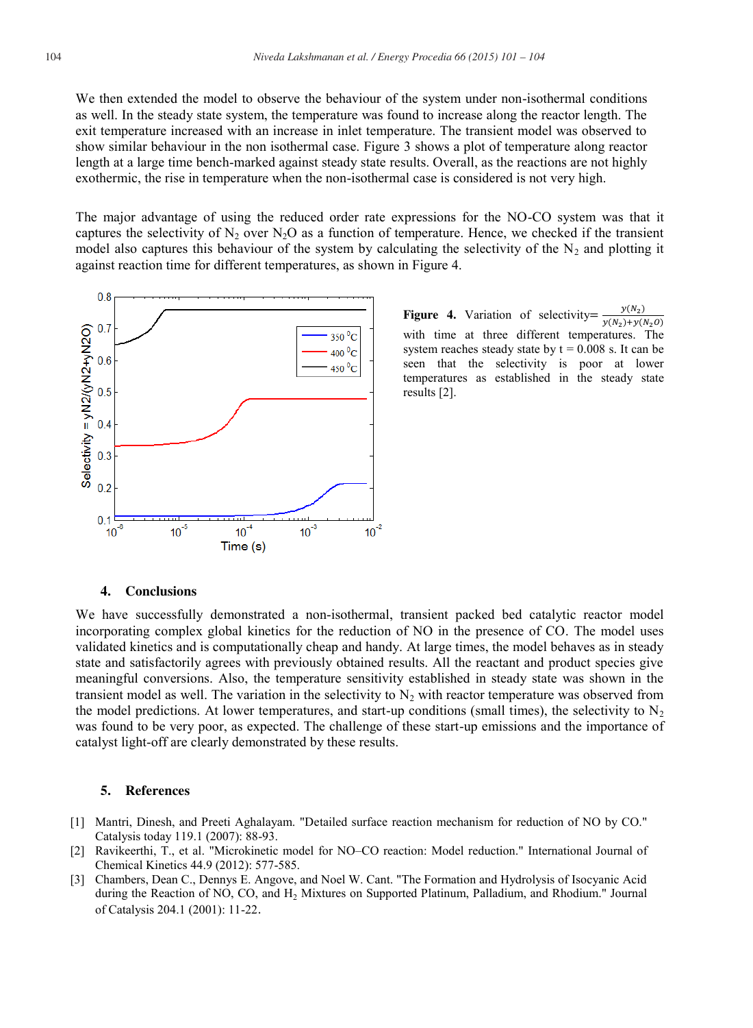We then extended the model to observe the behaviour of the system under non-isothermal conditions as well. In the steady state system, the temperature was found to increase along the reactor length. The exit temperature increased with an increase in inlet temperature. The transient model was observed to show similar behaviour in the non isothermal case. Figure 3 shows a plot of temperature along reactor length at a large time bench-marked against steady state results. Overall, as the reactions are not highly exothermic, the rise in temperature when the non-isothermal case is considered is not very high.

The major advantage of using the reduced order rate expressions for the NO-CO system was that it captures the selectivity of $N_2$ over $N_2O$ as a function of temperature. Hence, we checked if the transient model also captures this behaviour of the system by calculating the selectivity of the $N_2$ and plotting it against reaction time for different temperatures, as shown in Figure 4.

Selectivity = yN2/(yN2+yN2O)

0.8
0.7
0.6
0.5
0.4
0.3
0.2
0.1

$10^{-6}$ $10^{-5}$ $10^{-4}$ $10^{-3}$ $10^{-2}$

Time (s)

350 °C
400 °C
450 °C

**Figure 4.** Variation of selectivity= $\frac{y(N_2)}{y(N_2)+y(N_2O)}$ with time at three different temperatures. The system reaches steady state by t = 0.008 s. It can be seen that the selectivity is poor at lower temperatures as established in the steady state results [2].

## 4. Conclusions

We have successfully demonstrated a non-isothermal, transient packed bed catalytic reactor model incorporating complex global kinetics for the reduction of NO in the presence of CO. The model uses validated kinetics and is computationally cheap and handy. At large times, the model behaves as in steady state and satisfactorily agrees with previously obtained results. All the reactant and product species give meaningful conversions. Also, the temperature sensitivity established in steady state was shown in the transient model as well. The variation in the selectivity to $N_2$ with reactor temperature was observed from the model predictions. At lower temperatures, and start-up conditions (small times), the selectivity to $N_2$ was found to be very poor, as expected. The challenge of these start-up emissions and the importance of catalyst light-off are clearly demonstrated by these results.

## 5. References

[1] Mantri, Dinesh, and Preeti Aghalayam. "Detailed surface reaction mechanism for reduction of NO by CO." Catalysis today 119.1 (2007): 88-93.

[2] Ravikeerthi, T., et al. "Microkinetic model for NO–CO reaction: Model reduction." International Journal of Chemical Kinetics 44.9 (2012): 577-585.

[3] Chambers, Dean C., Dennys E. Angove, and Noel W. Cant. "The Formation and Hydrolysis of Isocyanic Acid during the Reaction of NO, CO, and $H_2$ Mixtures on Supported Platinum, Palladium, and Rhodium." Journal of Catalysis 204.1 (2001): 11-22.